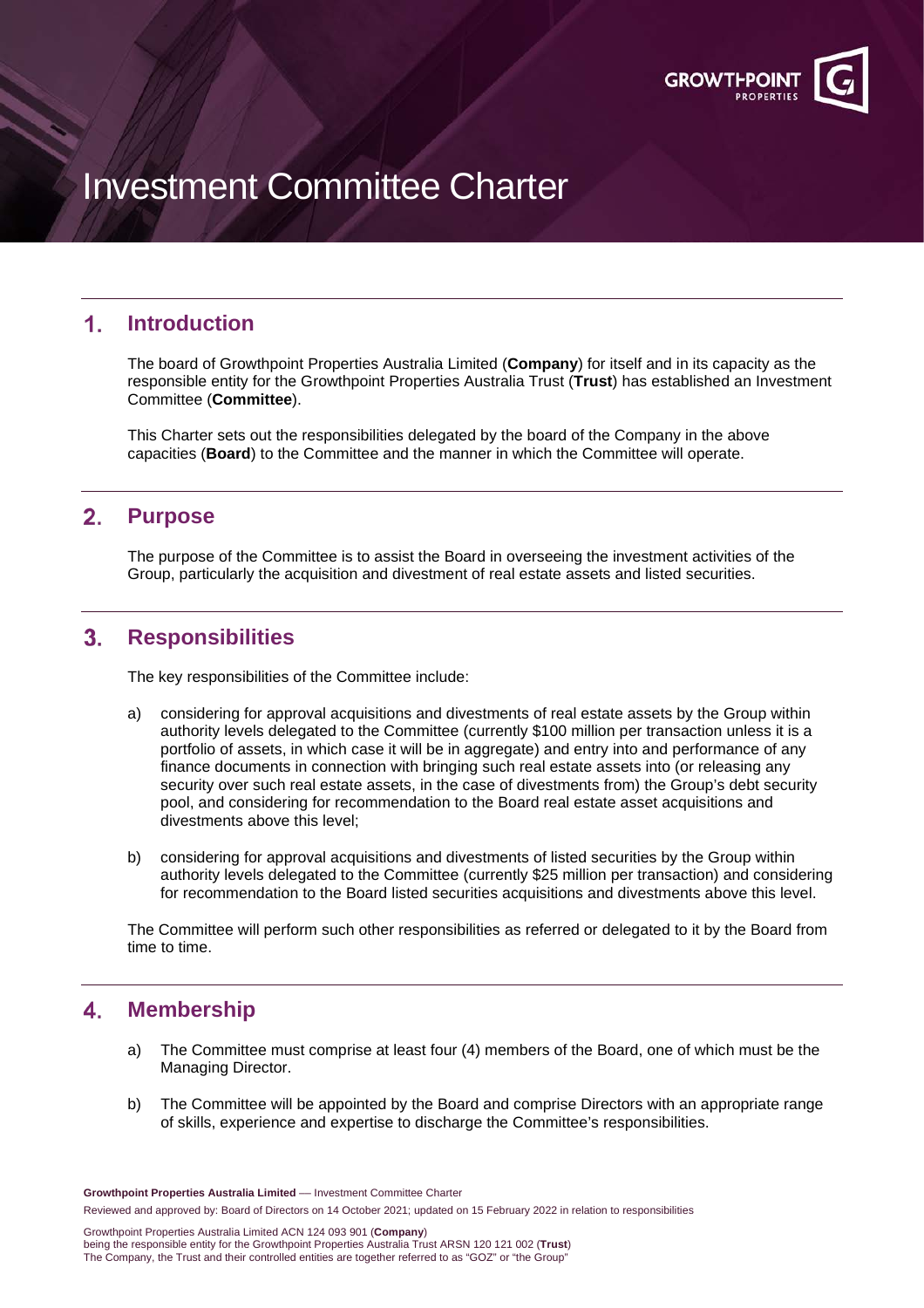# Investment Committee Charter

## 1. Introduction

The board of Growthpoint Properties Australia Limited (**Company**) for itself and in its capacity as the responsible entity for the Growthpoint Properties Australia Trust (**Trust**) has established an Investment Committee (**Committee**).

This Charter sets out the responsibilities delegated by the board of the Company in the above capacities (**Board**) to the Committee and the manner in which the Committee will operate.

## 2. Purpose

The purpose of the Committee is to assist the Board in overseeing the investment activities of the Group, particularly the acquisition and divestment of real estate assets and listed securities.

## 3. Responsibilities

The key responsibilities of the Committee include:

a) considering for approval acquisitions and divestments of real estate assets by the Group within authority levels delegated to the Committee (currently $100 million per transaction unless it is a portfolio of assets, in which case it will be in aggregate) and entry into and performance of any finance documents in connection with bringing such real estate assets into (or releasing any security over such real estate assets, in the case of divestments from) the Group's debt security pool, and considering for recommendation to the Board real estate asset acquisitions and divestments above this level;

b) considering for approval acquisitions and divestments of listed securities by the Group within authority levels delegated to the Committee (currently $25 million per transaction) and considering for recommendation to the Board listed securities acquisitions and divestments above this level.

The Committee will perform such other responsibilities as referred or delegated to it by the Board from time to time.

## 4. Membership

a) The Committee must comprise at least four (4) members of the Board, one of which must be the Managing Director.

b) The Committee will be appointed by the Board and comprise Directors with an appropriate range of skills, experience and expertise to discharge the Committee's responsibilities.

**Growthpoint Properties Australia Limited** — Investment Committee Charter

Reviewed and approved by: Board of Directors on 14 October 2021; updated on 15 February 2022 in relation to responsibilities

Growthpoint Properties Australia Limited ACN 124 093 901 (**Company**)
being the responsible entity for the Growthpoint Properties Australia Trust ARSN 120 121 002 (**Trust**)
The Company, the Trust and their controlled entities are together referred to as "GOZ" or "the Group"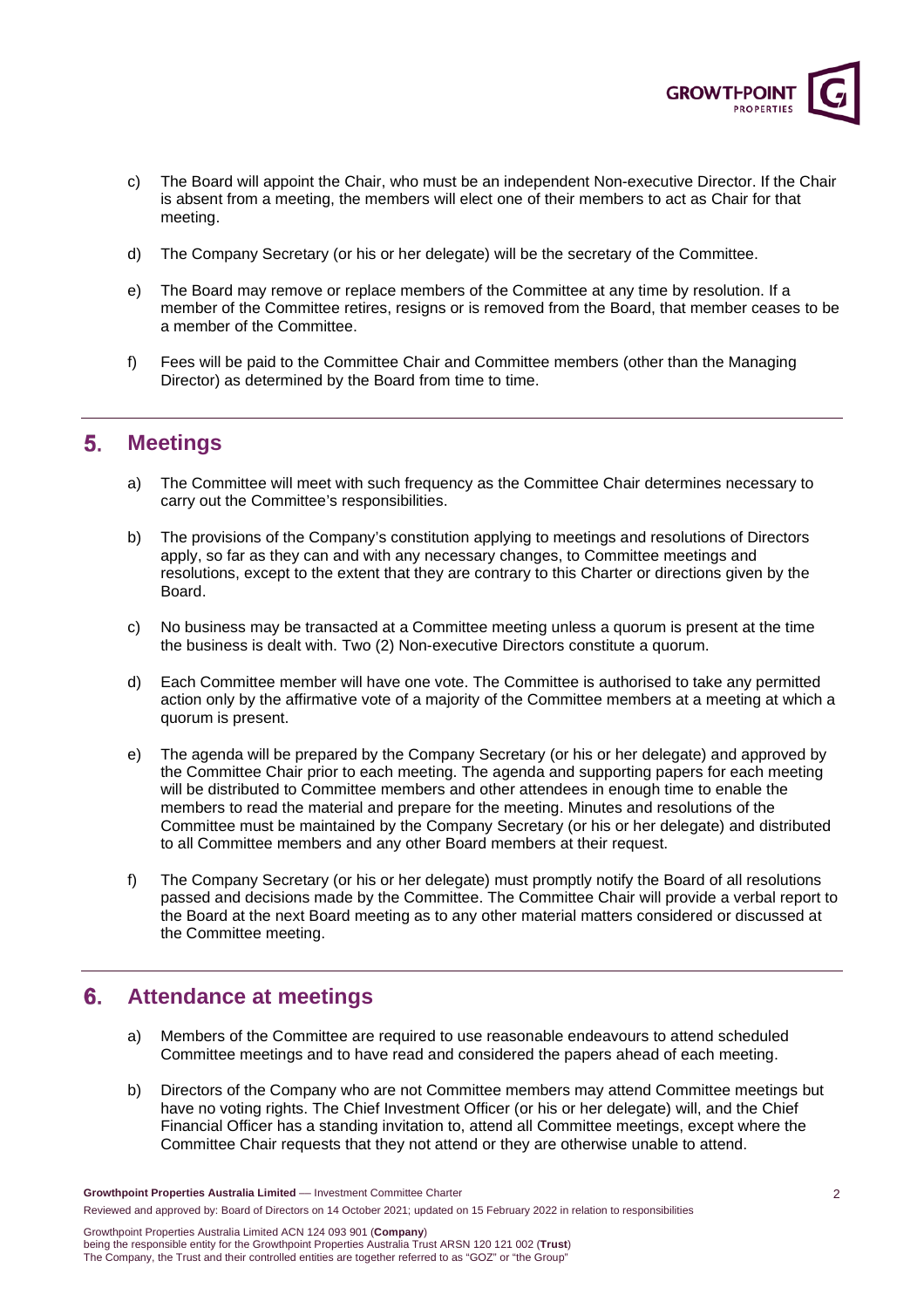c) The Board will appoint the Chair, who must be an independent Non-executive Director. If the Chair is absent from a meeting, the members will elect one of their members to act as Chair for that meeting.

d) The Company Secretary (or his or her delegate) will be the secretary of the Committee.

e) The Board may remove or replace members of the Committee at any time by resolution. If a member of the Committee retires, resigns or is removed from the Board, that member ceases to be a member of the Committee.

f) Fees will be paid to the Committee Chair and Committee members (other than the Managing Director) as determined by the Board from time to time.

## 5. Meetings

a) The Committee will meet with such frequency as the Committee Chair determines necessary to carry out the Committee's responsibilities.

b) The provisions of the Company's constitution applying to meetings and resolutions of Directors apply, so far as they can and with any necessary changes, to Committee meetings and resolutions, except to the extent that they are contrary to this Charter or directions given by the Board.

c) No business may be transacted at a Committee meeting unless a quorum is present at the time the business is dealt with. Two (2) Non-executive Directors constitute a quorum.

d) Each Committee member will have one vote. The Committee is authorised to take any permitted action only by the affirmative vote of a majority of the Committee members at a meeting at which a quorum is present.

e) The agenda will be prepared by the Company Secretary (or his or her delegate) and approved by the Committee Chair prior to each meeting. The agenda and supporting papers for each meeting will be distributed to Committee members and other attendees in enough time to enable the members to read the material and prepare for the meeting. Minutes and resolutions of the Committee must be maintained by the Company Secretary (or his or her delegate) and distributed to all Committee members and any other Board members at their request.

f) The Company Secretary (or his or her delegate) must promptly notify the Board of all resolutions passed and decisions made by the Committee. The Committee Chair will provide a verbal report to the Board at the next Board meeting as to any other material matters considered or discussed at the Committee meeting.

## 6. Attendance at meetings

a) Members of the Committee are required to use reasonable endeavours to attend scheduled Committee meetings and to have read and considered the papers ahead of each meeting.

b) Directors of the Company who are not Committee members may attend Committee meetings but have no voting rights. The Chief Investment Officer (or his or her delegate) will, and the Chief Financial Officer has a standing invitation to, attend all Committee meetings, except where the Committee Chair requests that they not attend or they are otherwise unable to attend.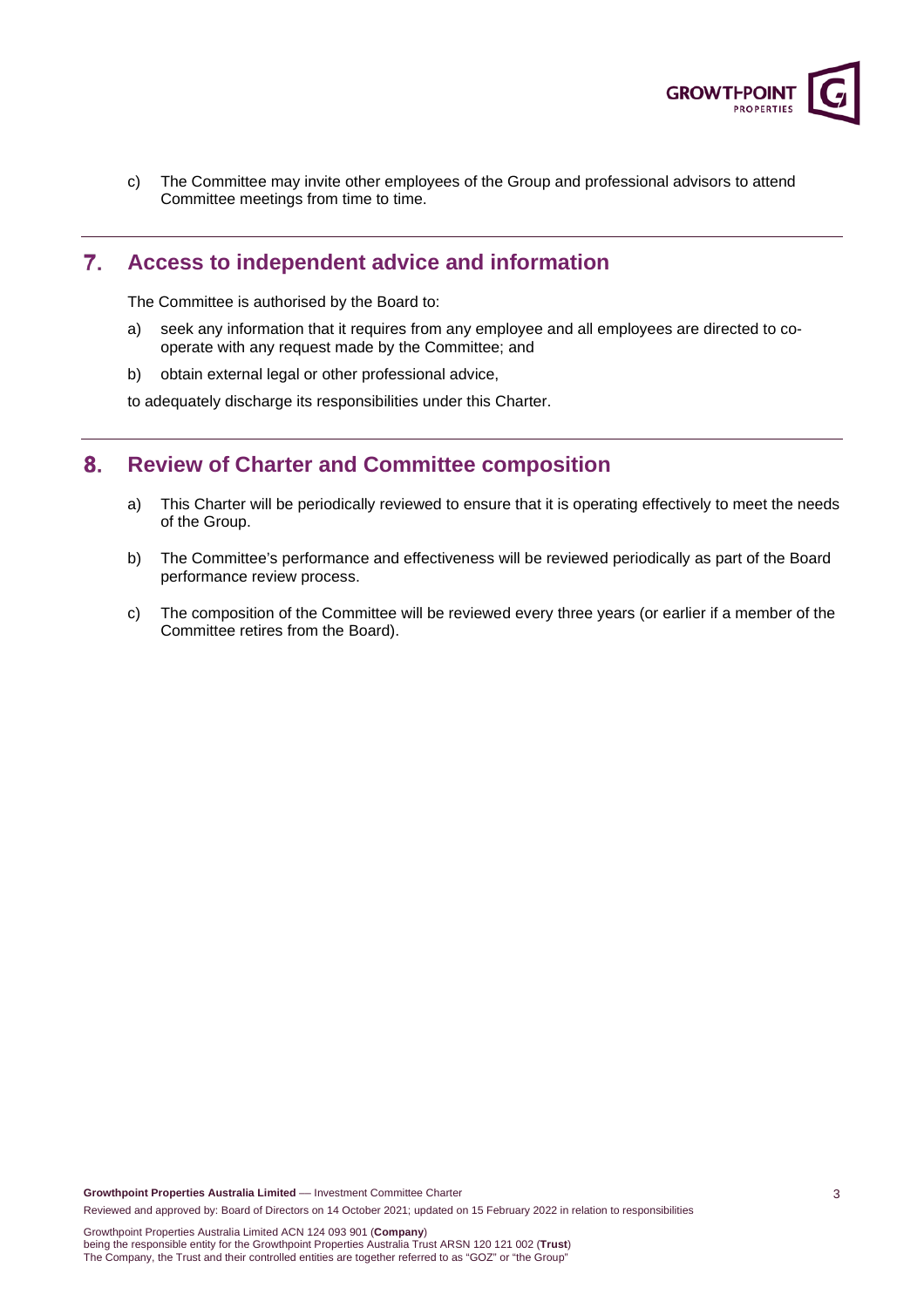c) The Committee may invite other employees of the Group and professional advisors to attend Committee meetings from time to time.

## 7. Access to independent advice and information

The Committee is authorised by the Board to:

a) seek any information that it requires from any employee and all employees are directed to co-operate with any request made by the Committee; and

b) obtain external legal or other professional advice,

to adequately discharge its responsibilities under this Charter.

## 8. Review of Charter and Committee composition

a) This Charter will be periodically reviewed to ensure that it is operating effectively to meet the needs of the Group.

b) The Committee's performance and effectiveness will be reviewed periodically as part of the Board performance review process.

c) The composition of the Committee will be reviewed every three years (or earlier if a member of the Committee retires from the Board).